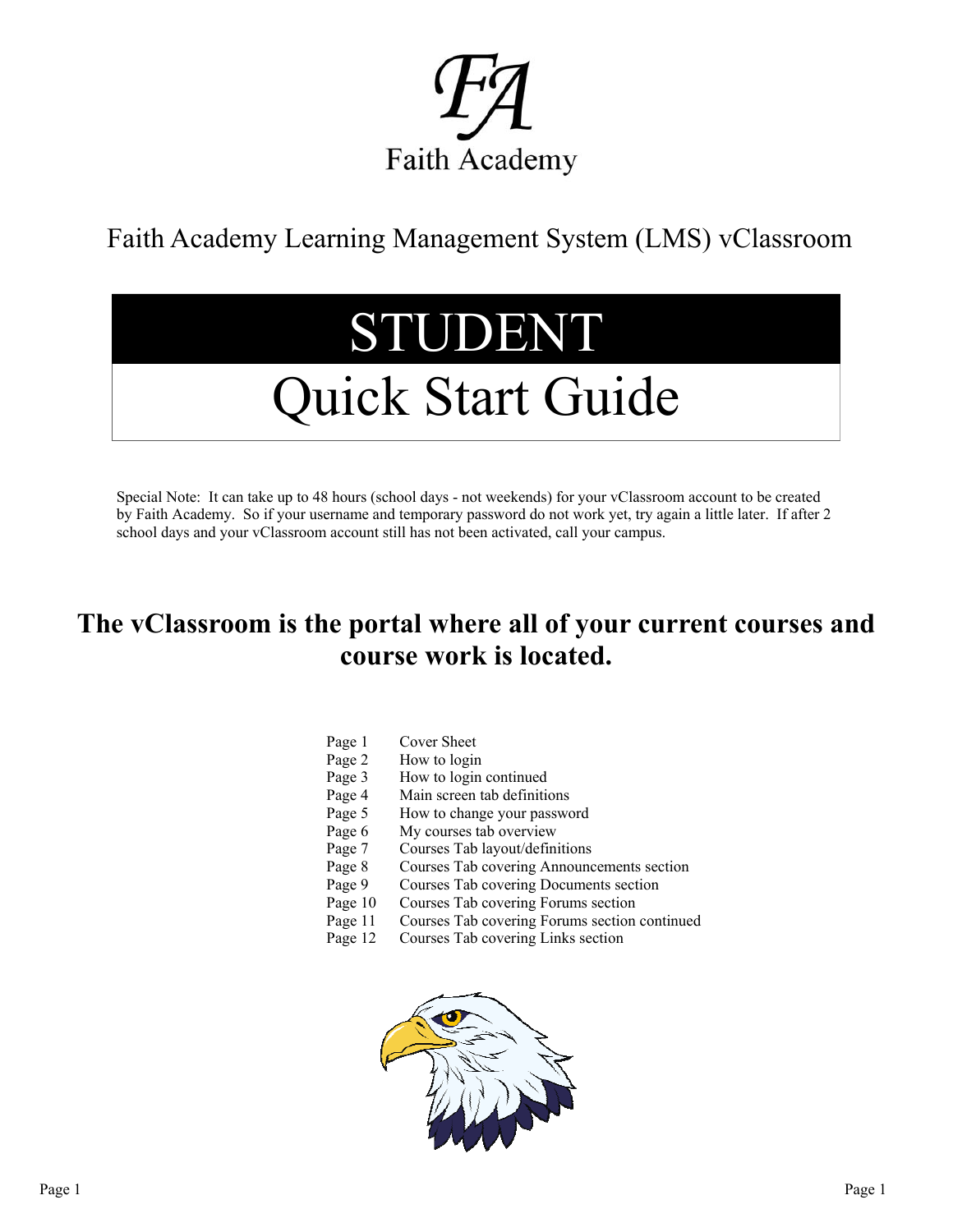Faith Academy

Faith Academy Learning Management System (LMS) vClassroom

# STUDENT

# Quick Start Guide

Special Note: It can take up to 48 hours (school days - not weekends) for your vClassroom account to be created by Faith Academy. So if your username and temporary password do not work yet, try again a little later. If after 2 school days and your vClassroom account still has not been activated, call your campus.

## The vClassroom is the portal where all of your current courses and course work is located.

| | |
|---|---|
| Page 1 | Cover Sheet |
| Page 2 | How to login |
| Page 3 | How to login continued |
| Page 4 | Main screen tab definitions |
| Page 5 | How to change your password |
| Page 6 | My courses tab overview |
| Page 7 | Courses Tab layout/definitions |
| Page 8 | Courses Tab covering Announcements section |
| Page 9 | Courses Tab covering Documents section |
| Page 10 | Courses Tab covering Forums section |
| Page 11 | Courses Tab covering Forums section continued |
| Page 12 | Courses Tab covering Links section |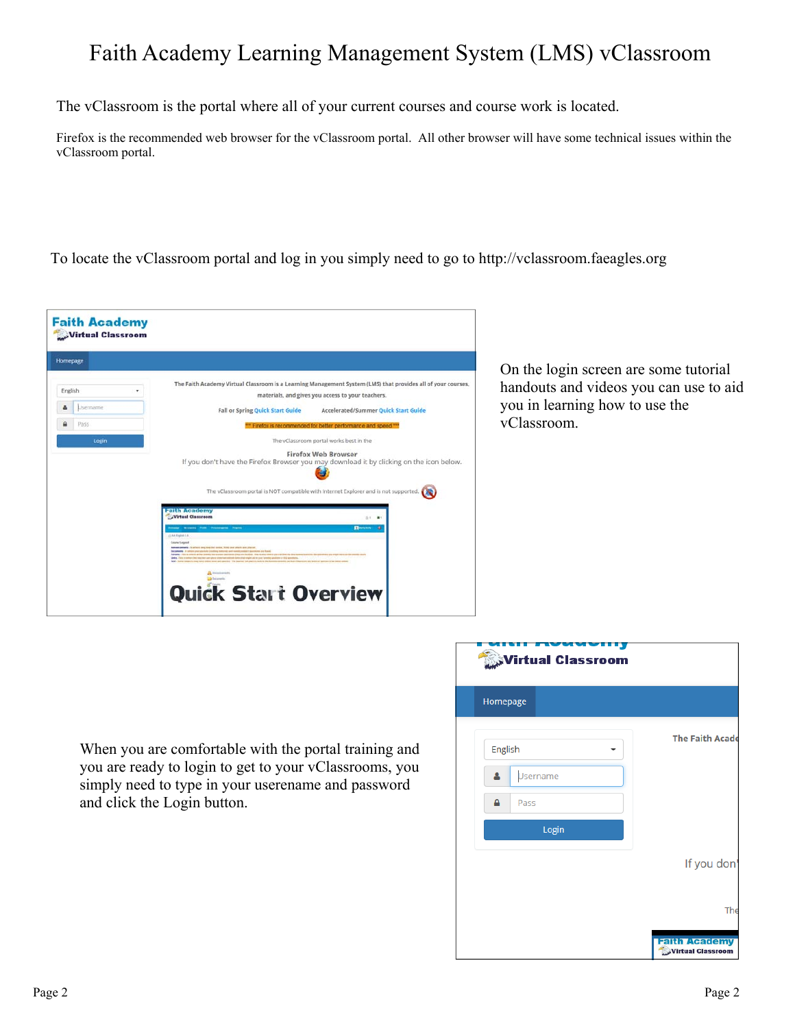# Faith Academy Learning Management System (LMS) vClassroom

The vClassroom is the portal where all of your current courses and course work is located.

Firefox is the recommended web browser for the vClassroom portal. All other browser will have some technical issues within the vClassroom portal.

To locate the vClassroom portal and log in you simply need to go to http://vclassroom.faeagles.org

On the login screen are some tutorial handouts and videos you can use to aid you in learning how to use the vClassroom.

When you are comfortable with the portal training and you are ready to login to get to your vClassrooms, you simply need to type in your userename and password and click the Login button.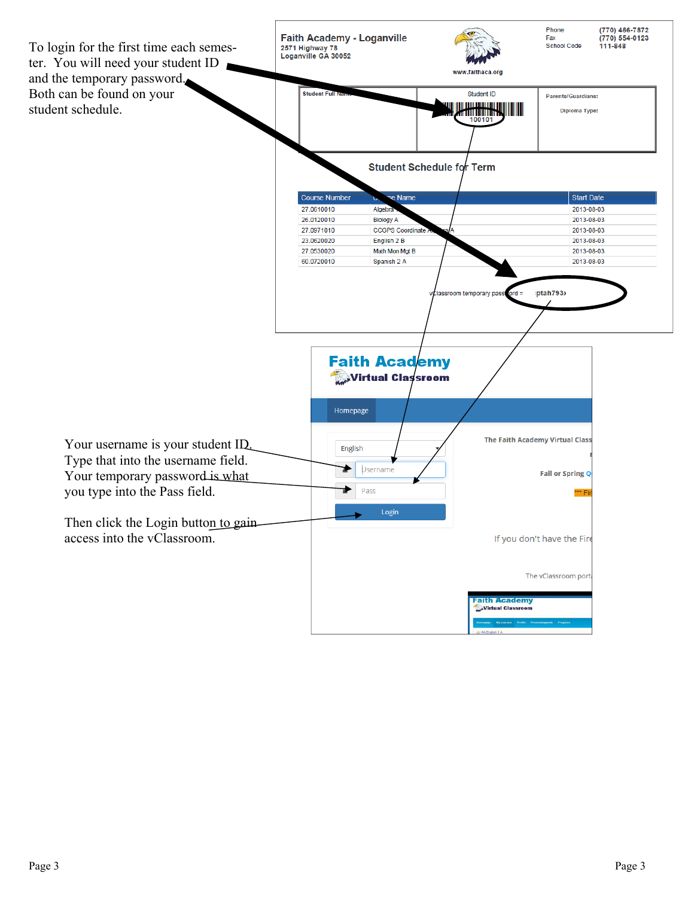To login for the first time each semester. You will need your student ID and the temporary password. Both can be found on your student schedule.

**Faith Academy - Loganville**
2571 Highway 78
Loganville GA 30052

www.faithaca.org

Phone (770) 466-7872
Fax (770) 554-0123
School Code 111-848

| Student Full Name | Student ID | Parents/Guardians: |
|---|---|---|
| | 100101 | Diploma Type: |

## Student Schedule for Term

| Course Number | Course Name | Start Date |
|---|---|---|
| 27.0610010 | Algebra | 2013-08-03 |
| 26.0120010 | Biology A | 2013-08-03 |
| 27.0971010 | CCGPS Coordinate Algebra A | 2013-08-03 |
| 23.0620020 | English 2 B | 2013-08-03 |
| 27.0530020 | Math Mon Mgt B | 2013-08-03 |
| 60.0720010 | Spanish 2 A | 2013-08-03 |

vClassroom temporary password = :ptah793›

**Faith Academy**
**Virtual Classroom**

Homepage

English
Username
Pass
Login

The Faith Academy Virtual Class

Fall or Spring Q

If you don't have the Fir

The vClassroom port

Your username is your student ID. Type that into the username field. Your temporary password is what you type into the Pass field.

Then click the Login button to gain access into the vClassroom.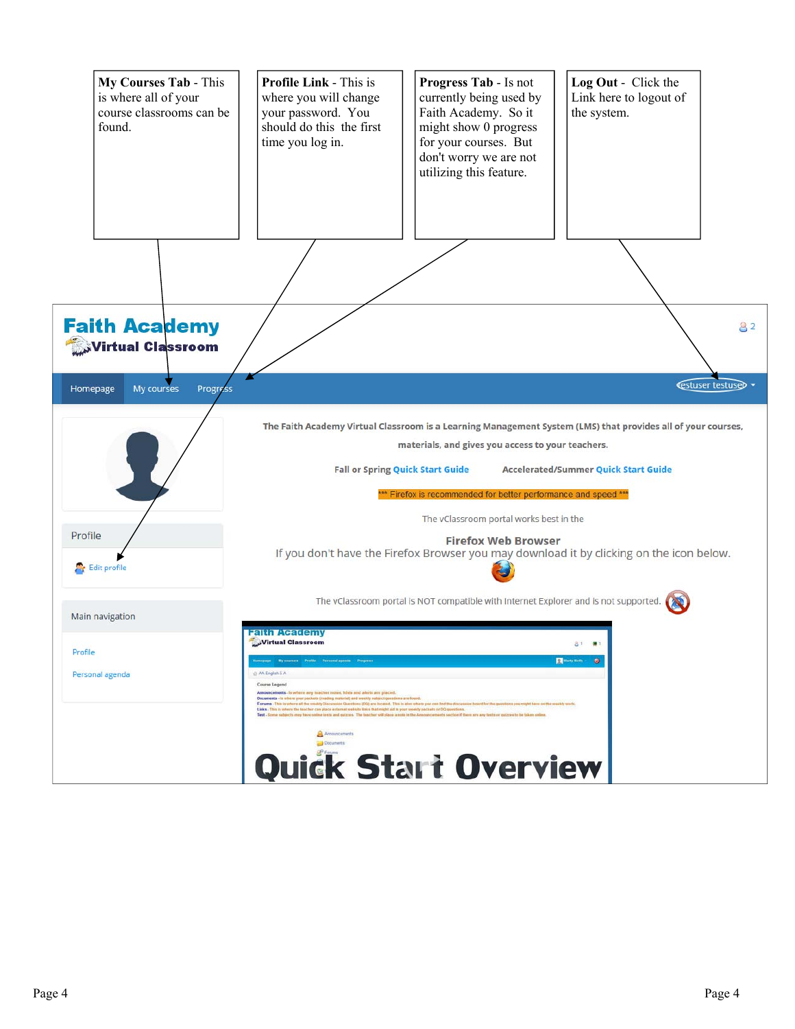**My Courses Tab** - This is where all of your course classrooms can be found.

**Profile Link** - This is where you will change your password. You should do this the first time you log in.

**Progress Tab** - Is not currently being used by Faith Academy. So it might show 0 progress for your courses. But don't worry we are not utilizing this feature.

**Log Out** - Click the Link here to logout of the system.

**Faith Academy**
**Virtual Classroom**

Homepage | My courses | Progress

testuser testuser

Profile

Edit profile

Main navigation

Profile

Personal agenda

The Faith Academy Virtual Classroom is a Learning Management System (LMS) that provides all of your courses, materials, and gives you access to your teachers.

Fall or Spring Quick Start Guide    Accelerated/Summer Quick Start Guide

*** Firefox is recommended for better performance and speed ***

The vClassroom portal works best in the

**Firefox Web Browser**

If you don't have the Firefox Browser you may download it by clicking on the icon below.

The vClassroom portal is NOT compatible with Internet Explorer and is not supported.

**Quick Start Overview**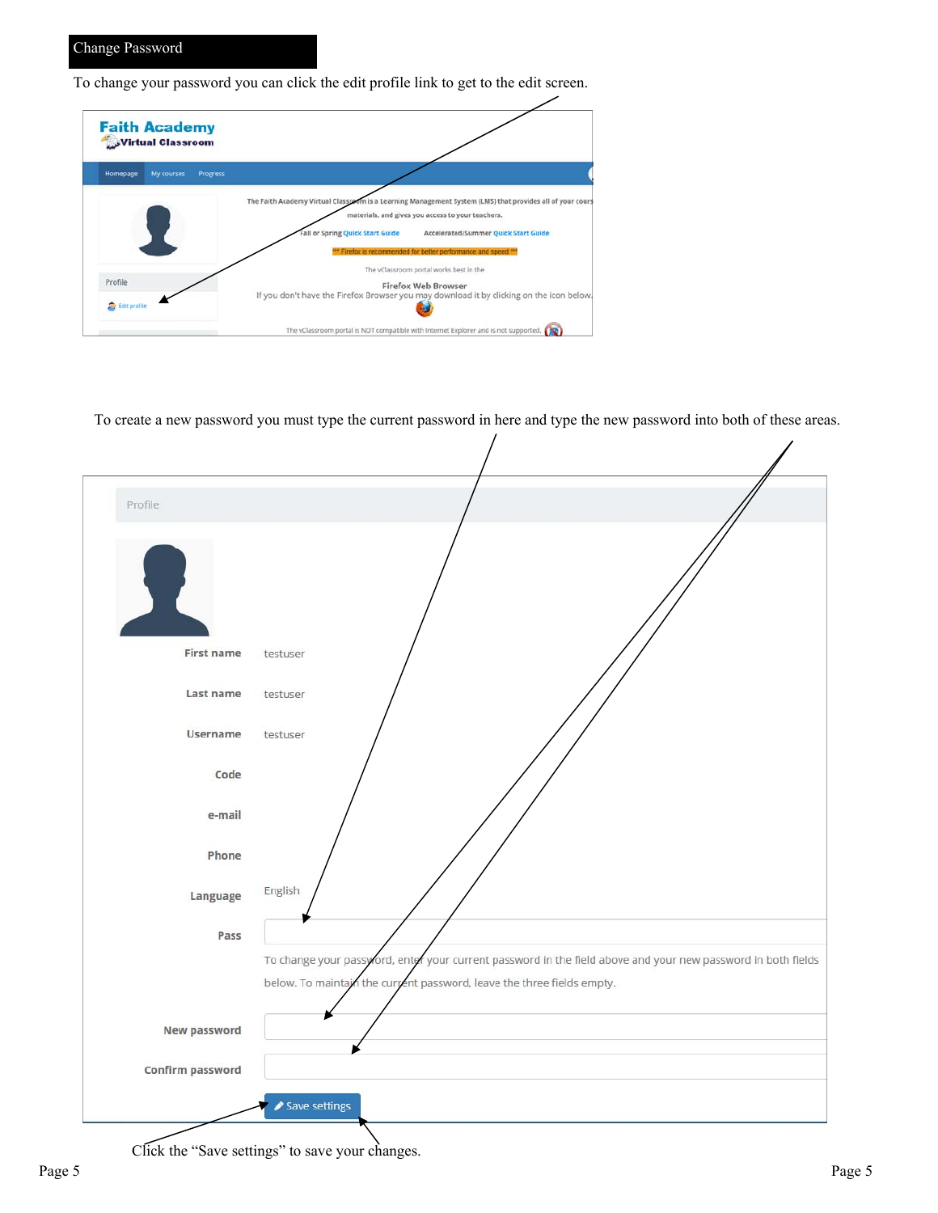## Change Password

To change your password you can click the edit profile link to get to the edit screen.

To create a new password you must type the current password in here and type the new password into both of these areas.

Click the "Save settings" to save your changes.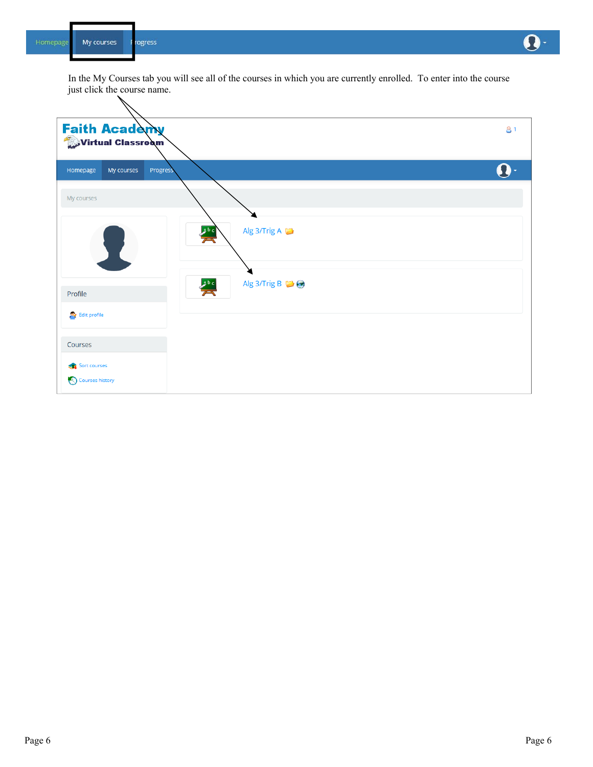In the My Courses tab you will see all of the courses in which you are currently enrolled. To enter into the course just click the course name.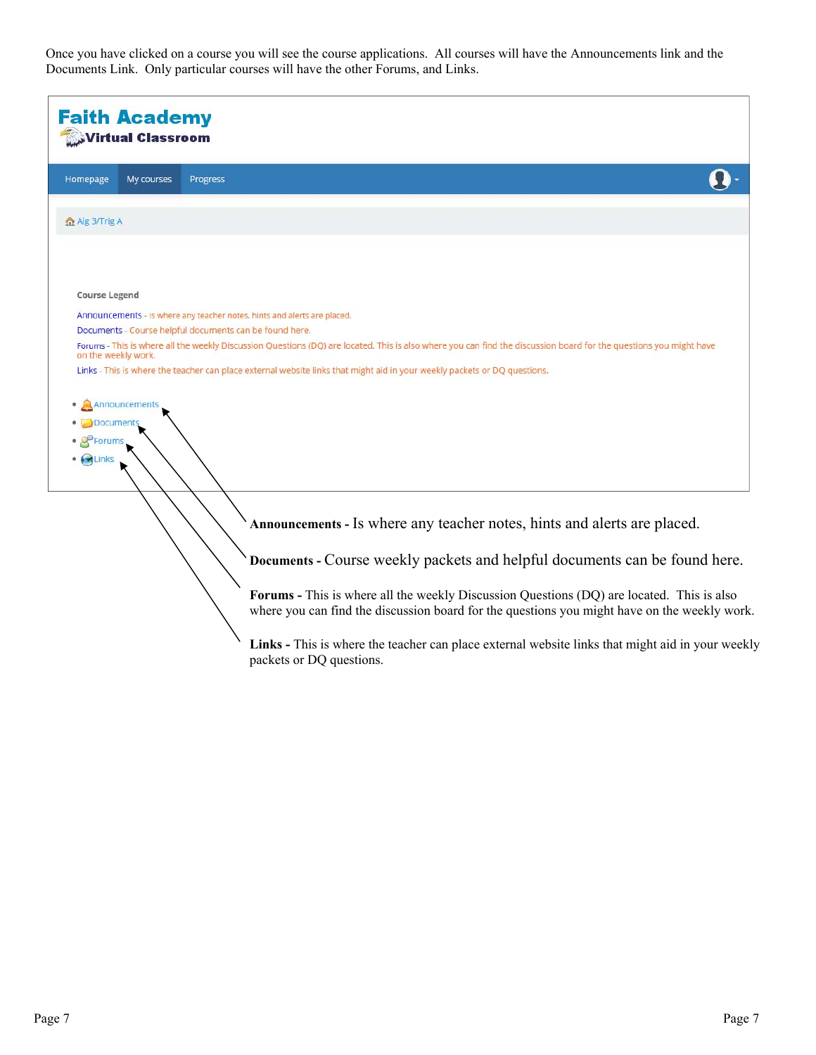Once you have clicked on a course you will see the course applications. All courses will have the Announcements link and the Documents Link. Only particular courses will have the other Forums, and Links.

Faith Academy
Virtual Classroom

Homepage | My courses | Progress

Alg 3/Trig A

Course Legend

Announcements - Is where any teacher notes, hints and alerts are placed.
Documents - Course helpful documents can be found here.
Forums - This is where all the weekly Discussion Questions (DQ) are located. This is also where you can find the discussion board for the questions you might have on the weekly work.
Links - This is where the teacher can place external website links that might aid in your weekly packets or DQ questions.

- Announcements
- Documents
- Forums
- Links

**Announcements -** Is where any teacher notes, hints and alerts are placed.

**Documents -** Course weekly packets and helpful documents can be found here.

**Forums -** This is where all the weekly Discussion Questions (DQ) are located. This is also where you can find the discussion board for the questions you might have on the weekly work.

**Links -** This is where the teacher can place external website links that might aid in your weekly packets or DQ questions.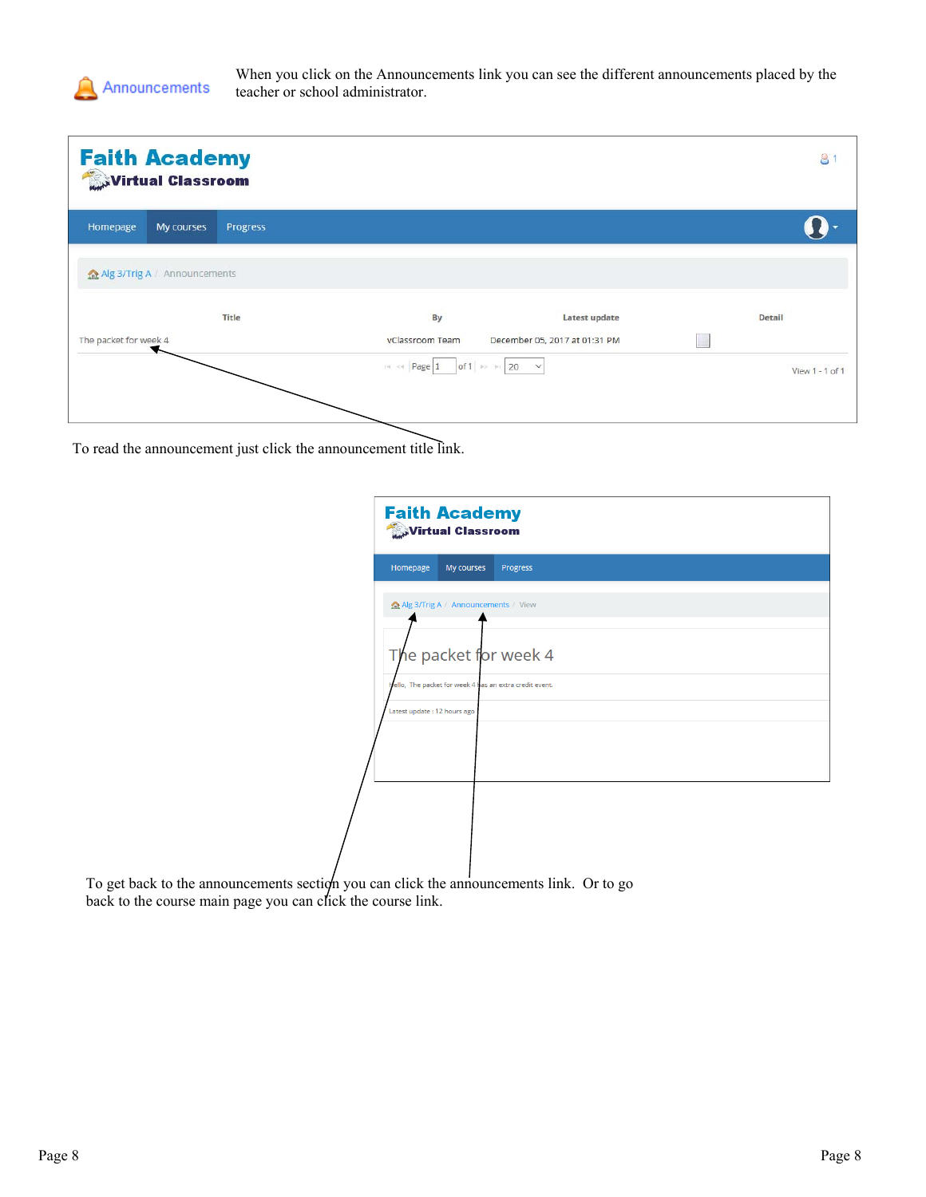Announcements

When you click on the Announcements link you can see the different announcements placed by the teacher or school administrator.

**Faith Academy**
**Virtual Classroom**

Homepage | My courses | Progress

Alg 3/Trig A / Announcements

| Title | By | Latest update | Detail |
|---|---|---|---|
| The packet for week 4 | vClassroom Team | December 05, 2017 at 01:31 PM | |

Page 1 of 1 | 20 | View 1 - 1 of 1

To read the announcement just click the announcement title link.

**Faith Academy**
**Virtual Classroom**

Homepage | My courses | Progress

Alg 3/Trig A / Announcements / View

The packet for week 4

Hello, The packet for week 4 has an extra credit event.

Latest update : 12 hours ago

To get back to the announcements section you can click the announcements link. Or to go back to the course main page you can click the course link.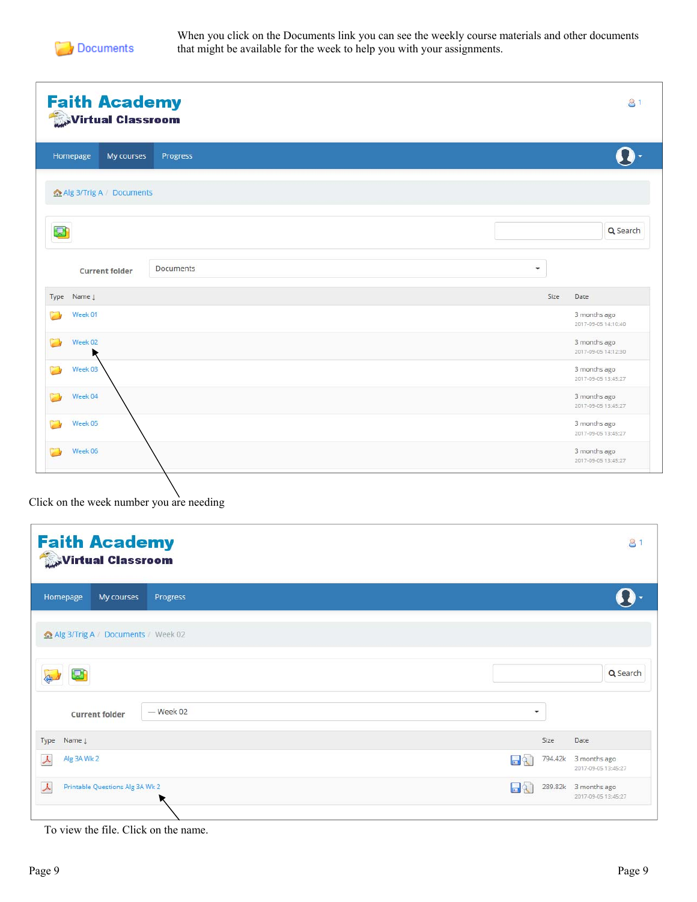Documents

When you click on the Documents link you can see the weekly course materials and other documents that might be available for the week to help you with your assignments.

**Faith Academy**
**Virtual Classroom**

Homepage | My courses | Progress

Alg 3/Trig A / Documents

Search

Current folder: Documents

| Type | Name ↓ | Size | Date |
|---|---|---|---|
| | Week 01 | | 3 months ago 2017-09-05 14:10:40 |
| | Week 02 | | 3 months ago 2017-09-05 14:12:30 |
| | Week 03 | | 3 months ago 2017-09-05 13:45:27 |
| | Week 04 | | 3 months ago 2017-09-05 13:45:27 |
| | Week 05 | | 3 months ago 2017-09-05 13:45:27 |
| | Week 06 | | 3 months ago 2017-09-05 13:45:27 |

Click on the week number you are needing

**Faith Academy**
**Virtual Classroom**

Homepage | My courses | Progress

Alg 3/Trig A / Documents / Week 02

Search

Current folder: — Week 02

| Type | Name ↓ | Size | Date |
|---|---|---|---|
| | Alg 3A Wk 2 | 794.42k | 3 months ago 2017-09-05 13:45:27 |
| | Printable Questions Alg 3A Wk 2 | 289.82k | 3 months ago 2017-09-05 13:45:27 |

To view the file. Click on the name.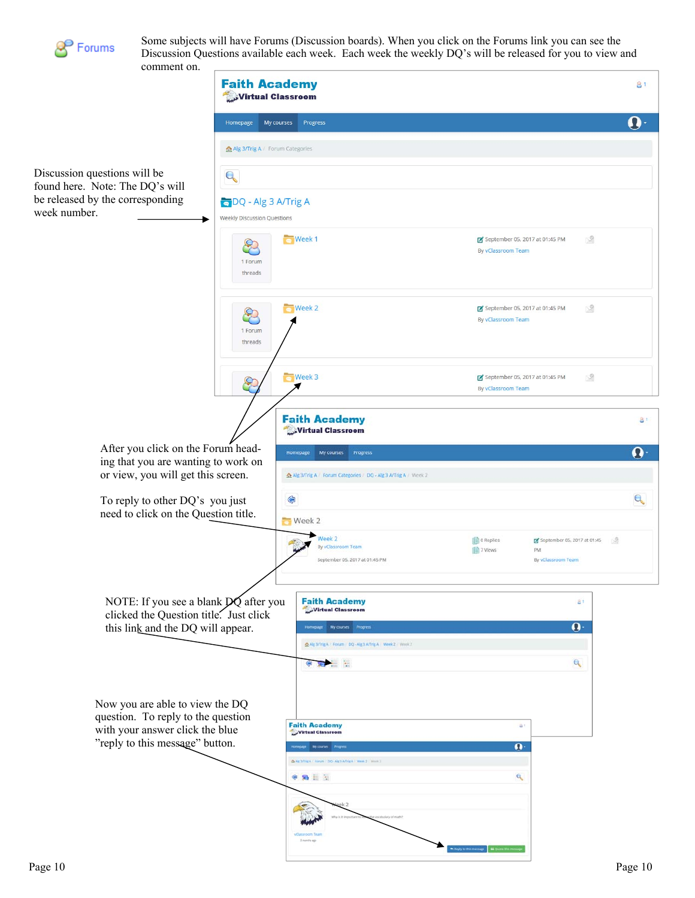Forums

Some subjects will have Forums (Discussion boards). When you click on the Forums link you can see the Discussion Questions available each week. Each week the weekly DQ's will be released for you to view and comment on.

Discussion questions will be found here. Note: The DQ's will be released by the corresponding week number.

After you click on the Forum heading that you are wanting to work on or view, you will get this screen.

To reply to other DQ's you just need to click on the Question title.

NOTE: If you see a blank DQ after you clicked on the Question title. Just click this link and the DQ will appear.

Now you are able to view the DQ question. To reply to the question with your answer click the blue "reply to this message" button.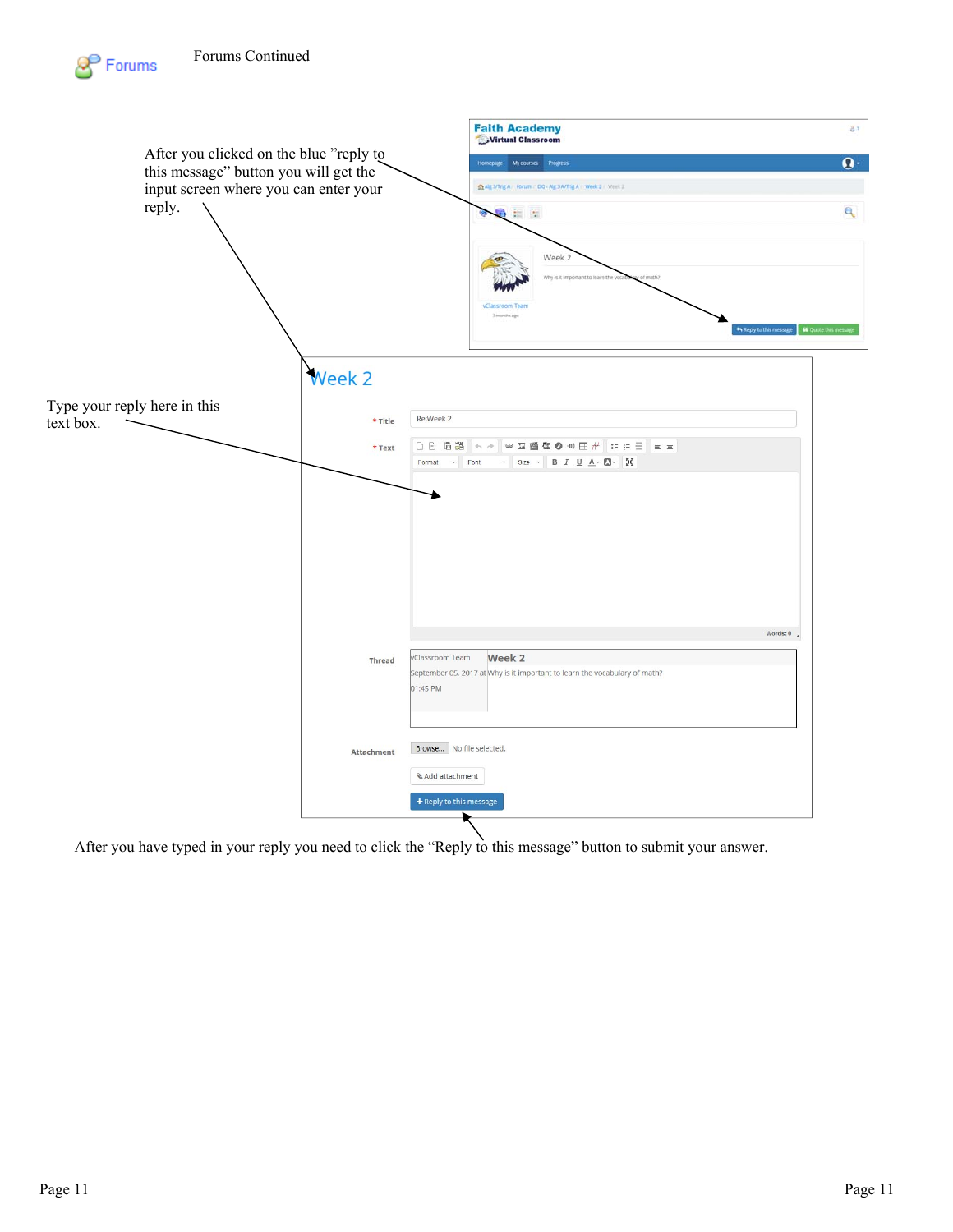Forums

Forums Continued

After you clicked on the blue "reply to this message" button you will get the input screen where you can enter your reply.

Faith Academy
Virtual Classroom

Homepage | My courses | Progress

Alg 3/Trig A / forum / DQ - Alg 3A/Trig A / Week 2 / Week 2

Week 2

Why is it important to learn the vocabulary of math?

vClassroom Team

Reply to this message | Quote this message

# Week 2

Type your reply here in this text box.

* Title: Re:Week 2

* Text

Format | Font | Size

Words: 0

Thread

vClassroom Team — September 05, 2017 at 01:45 PM

**Week 2**

Why is it important to learn the vocabulary of math?

Attachment: Browse... No file selected.

Add attachment

+ Reply to this message

After you have typed in your reply you need to click the "Reply to this message" button to submit your answer.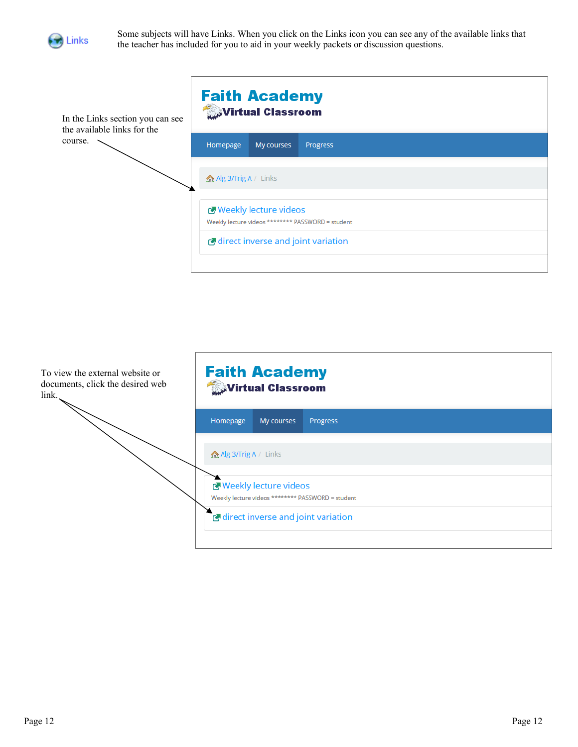Links

Some subjects will have Links. When you click on the Links icon you can see any of the available links that the teacher has included for you to aid in your weekly packets or discussion questions.

In the Links section you can see the available links for the course.

**Faith Academy**
**Virtual Classroom**

Homepage | My courses | Progress

Alg 3/Trig A / Links

Weekly lecture videos
Weekly lecture videos ******** PASSWORD = student

direct inverse and joint variation

To view the external website or documents, click the desired web link.

**Faith Academy**
**Virtual Classroom**

Homepage | My courses | Progress

Alg 3/Trig A / Links

Weekly lecture videos
Weekly lecture videos ******** PASSWORD = student

direct inverse and joint variation